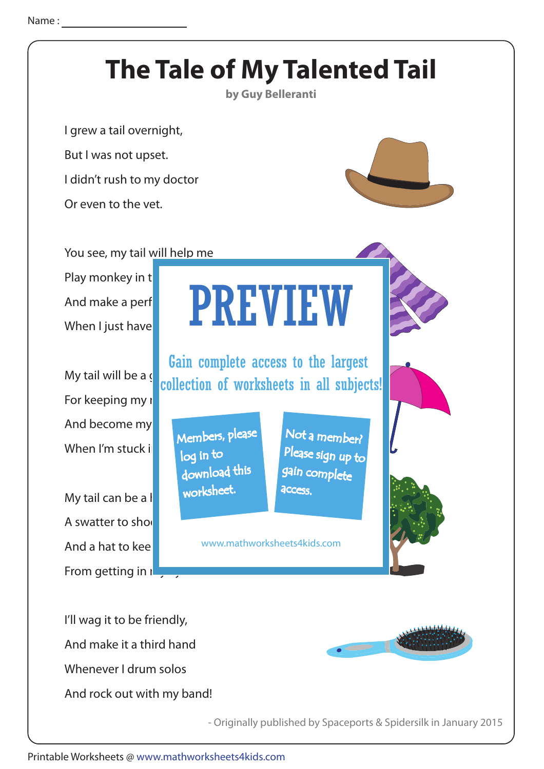Name : ____________________

# The Tale of My Talented Tail

**by Guy Belleranti**

I grew a tail overnight,

But I was not upset.

I didn't rush to my doctor

Or even to the vet.

You see, my tail will help me

Play monkey in t

And make a perf

When I just have

My tail will be a g

For keeping my r

And become my

When I'm stuck i

My tail can be a h

A swatter to sho

And a hat to kee

From getting in r

PREVIEW

Gain complete access to the largest collection of worksheets in all subjects!

Members, please log in to download this worksheet.

Not a member? Please sign up to gain complete access.

www.mathworksheets4kids.com

I'll wag it to be friendly,

And make it a third hand

Whenever I drum solos

And rock out with my band!

- Originally published by Spaceports & Spidersilk in January 2015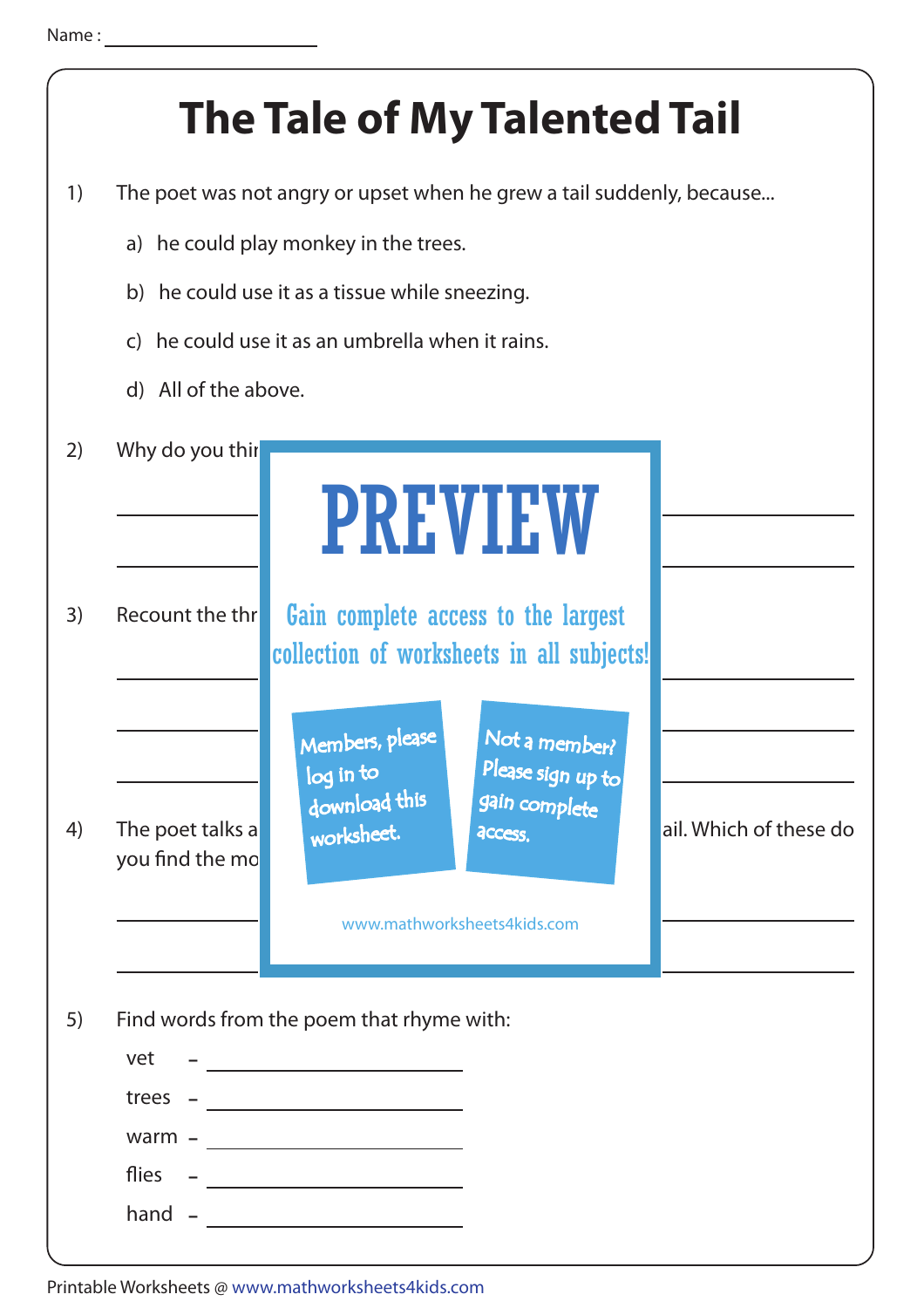Name :

# The Tale of My Talented Tail

1) The poet was not angry or upset when he grew a tail suddenly, because...

   a) he could play monkey in the trees.

   b) he could use it as a tissue while sneezing.

   c) he could use it as an umbrella when it rains.

   d) All of the above.

2) Why do you thir

3) Recount the thr

4) The poet talks a ... ail. Which of these do you find the mo

PREVIEW

Gain complete access to the largest collection of worksheets in all subjects!

Members, please log in to download this worksheet.

Not a member? Please sign up to gain complete access.

www.mathworksheets4kids.com

5) Find words from the poem that rhyme with:

   vet – ____________

   trees – ____________

   warm – ____________

   flies – ____________

   hand – ____________

Printable Worksheets @ www.mathworksheets4kids.com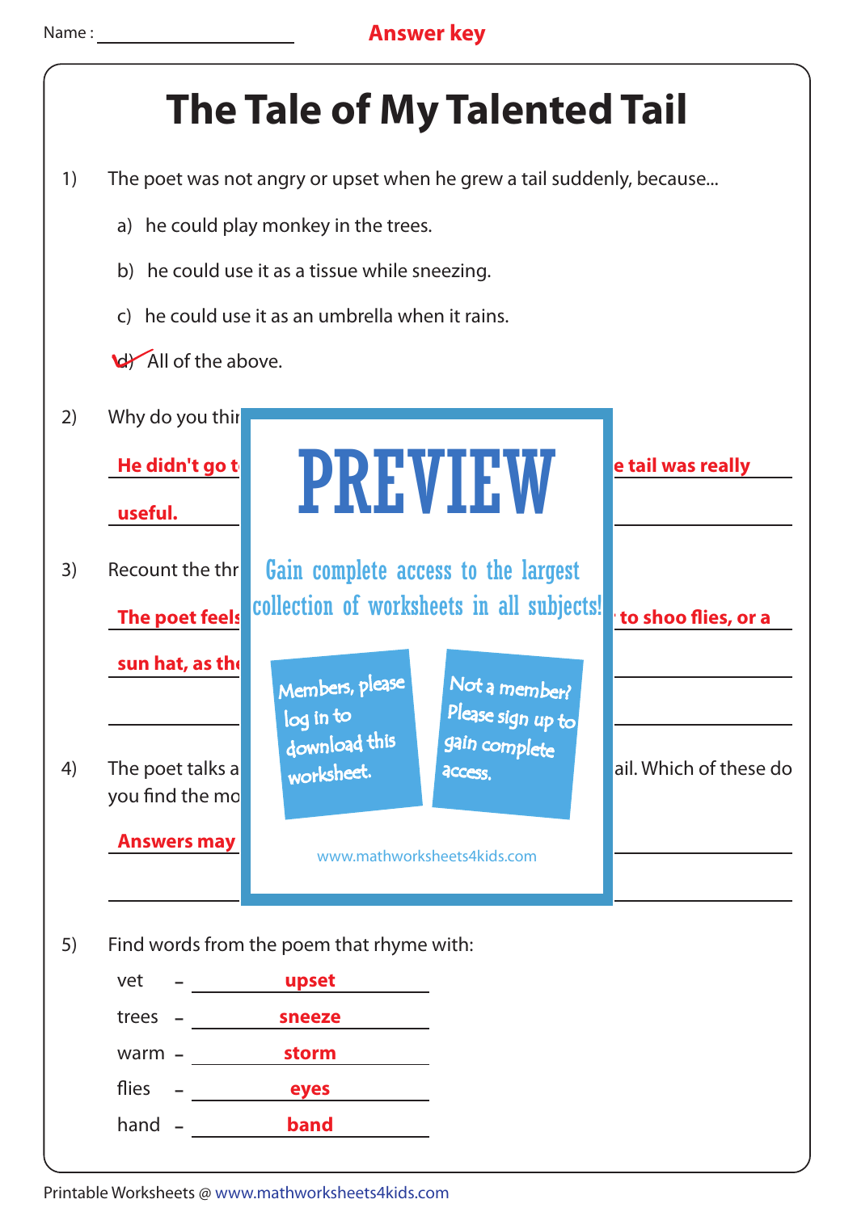Name : ____________________ **Answer key**

# The Tale of My Talented Tail

1) The poet was not angry or upset when he grew a tail suddenly, because...

   a) he could play monkey in the trees.

   b) he could use it as a tissue while sneezing.

   c) he could use it as an umbrella when it rains.

   ✓ d) All of the above.

2) Why do you thir

   **He didn't go t** **e tail was really**

   **useful.**

3) Recount the thr

   **The poet feels** **to shoo flies, or a**

   **sun hat, as the**

4) The poet talks a ail. Which of these do you find the mo

   **Answers may**

PREVIEW

Gain complete access to the largest collection of worksheets in all subjects!

Members, please log in to download this worksheet.

Not a member? Please sign up to gain complete access.

www.mathworksheets4kids.com

5) Find words from the poem that rhyme with:

| | | |
|---|---|---|
| vet | – | **upset** |
| trees | – | **sneeze** |
| warm | – | **storm** |
| flies | – | **eyes** |
| hand | – | **band** |